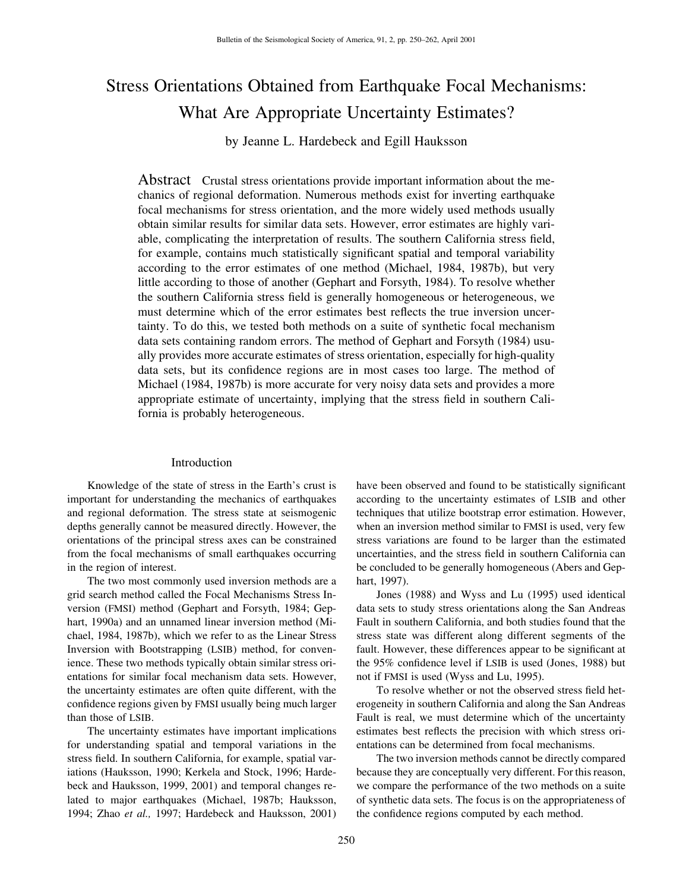# Stress Orientations Obtained from Earthquake Focal Mechanisms: What Are Appropriate Uncertainty Estimates?

by Jeanne L. Hardebeck and Egill Hauksson

**Abstract** Crustal stress orientations provide important information about the mechanics of regional deformation. Numerous methods exist for inverting earthquake focal mechanisms for stress orientation, and the more widely used methods usually obtain similar results for similar data sets. However, error estimates are highly variable, complicating the interpretation of results. The southern California stress field, for example, contains much statistically significant spatial and temporal variability according to the error estimates of one method (Michael, 1984, 1987b), but very little according to those of another (Gephart and Forsyth, 1984). To resolve whether the southern California stress field is generally homogeneous or heterogeneous, we must determine which of the error estimates best reflects the true inversion uncertainty. To do this, we tested both methods on a suite of synthetic focal mechanism data sets containing random errors. The method of Gephart and Forsyth (1984) usually provides more accurate estimates of stress orientation, especially for high-quality data sets, but its confidence regions are in most cases too large. The method of Michael (1984, 1987b) is more accurate for very noisy data sets and provides a more appropriate estimate of uncertainty, implying that the stress field in southern California is probably heterogeneous.

## Introduction

Knowledge of the state of stress in the Earth's crust is important for understanding the mechanics of earthquakes and regional deformation. The stress state at seismogenic depths generally cannot be measured directly. However, the orientations of the principal stress axes can be constrained from the focal mechanisms of small earthquakes occurring in the region of interest.

The two most commonly used inversion methods are a grid search method called the Focal Mechanisms Stress Inversion (FMSI) method (Gephart and Forsyth, 1984; Gephart, 1990a) and an unnamed linear inversion method (Michael, 1984, 1987b), which we refer to as the Linear Stress Inversion with Bootstrapping (LSIB) method, for convenience. These two methods typically obtain similar stress orientations for similar focal mechanism data sets. However, the uncertainty estimates are often quite different, with the confidence regions given by FMSI usually being much larger than those of LSIB.

The uncertainty estimates have important implications for understanding spatial and temporal variations in the stress field. In southern California, for example, spatial variations (Hauksson, 1990; Kerkela and Stock, 1996; Hardebeck and Hauksson, 1999, 2001) and temporal changes related to major earthquakes (Michael, 1987b; Hauksson, 1994; Zhao *et al.,* 1997; Hardebeck and Hauksson, 2001) have been observed and found to be statistically significant according to the uncertainty estimates of LSIB and other techniques that utilize bootstrap error estimation. However, when an inversion method similar to FMSI is used, very few stress variations are found to be larger than the estimated uncertainties, and the stress field in southern California can be concluded to be generally homogeneous (Abers and Gephart, 1997).

Jones (1988) and Wyss and Lu (1995) used identical data sets to study stress orientations along the San Andreas Fault in southern California, and both studies found that the stress state was different along different segments of the fault. However, these differences appear to be significant at the 95% confidence level if LSIB is used (Jones, 1988) but not if FMSI is used (Wyss and Lu, 1995).

To resolve whether or not the observed stress field heterogeneity in southern California and along the San Andreas Fault is real, we must determine which of the uncertainty estimates best reflects the precision with which stress orientations can be determined from focal mechanisms.

The two inversion methods cannot be directly compared because they are conceptually very different. For this reason, we compare the performance of the two methods on a suite of synthetic data sets. The focus is on the appropriateness of the confidence regions computed by each method.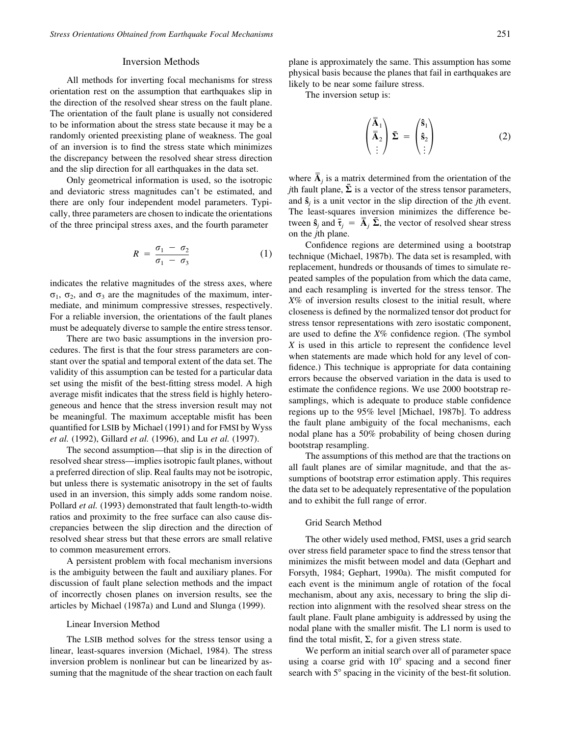## Inversion Methods

All methods for inverting focal mechanisms for stress orientation rest on the assumption that earthquakes slip in the direction of the resolved shear stress on the fault plane. The orientation of the fault plane is usually not considered to be information about the stress state because it may be a randomly oriented preexisting plane of weakness. The goal of an inversion is to find the stress state which minimizes the discrepancy between the resolved shear stress direction and the slip direction for all earthquakes in the data set.

Only geometrical information is used, so the isotropic and deviatoric stress magnitudes can't be estimated, and there are only four independent model parameters. Typically, three parameters are chosen to indicate the orientations of the three principal stress axes, and the fourth parameter

$$R = \frac{\sigma_1 - \sigma_2}{\sigma_1 - \sigma_3} \tag{1}$$

indicates the relative magnitudes of the stress axes, where $\sigma_1$, $\sigma_2$, and $\sigma_3$ are the magnitudes of the maximum, intermediate, and minimum compressive stresses, respectively. For a reliable inversion, the orientations of the fault planes must be adequately diverse to sample the entire stress tensor.

There are two basic assumptions in the inversion procedures. The first is that the four stress parameters are constant over the spatial and temporal extent of the data set. The validity of this assumption can be tested for a particular data set using the misfit of the best-fitting stress model. A high average misfit indicates that the stress field is highly heterogeneous and hence that the stress inversion result may not be meaningful. The maximum acceptable misfit has been quantified for LSIB by Michael (1991) and for FMSI by Wyss *et al.* (1992), Gillard *et al.* (1996), and Lu *et al.* (1997).

The second assumption—that slip is in the direction of resolved shear stress—implies isotropic fault planes, without a preferred direction of slip. Real faults may not be isotropic, but unless there is systematic anisotropy in the set of faults used in an inversion, this simply adds some random noise. Pollard *et al.* (1993) demonstrated that fault length-to-width ratios and proximity to the free surface can also cause discrepancies between the slip direction and the direction of resolved shear stress but that these errors are small relative to common measurement errors.

A persistent problem with focal mechanism inversions is the ambiguity between the fault and auxiliary planes. For discussion of fault plane selection methods and the impact of incorrectly chosen planes on inversion results, see the articles by Michael (1987a) and Lund and Slunga (1999).

### Linear Inversion Method

The LSIB method solves for the stress tensor using a linear, least-squares inversion (Michael, 1984). The stress inversion problem is nonlinear but can be linearized by assuming that the magnitude of the shear traction on each fault plane is approximately the same. This assumption has some physical basis because the planes that fail in earthquakes are likely to be near some failure stress.

The inversion setup is:

$$\begin{pmatrix} \bar{\bar{\mathbf{A}}}_1 \\ \bar{\bar{\mathbf{A}}}_2 \\ \vdots \end{pmatrix} \bar{\boldsymbol{\Sigma}} = \begin{pmatrix} \hat{\mathbf{s}}_1 \\ \hat{\mathbf{s}}_2 \\ \vdots \end{pmatrix} \tag{2}$$

where $\bar{\bar{\mathbf{A}}}_j$ is a matrix determined from the orientation of the $j$th fault plane, $\bar{\boldsymbol{\Sigma}}$ is a vector of the stress tensor parameters, and $\hat{\mathbf{s}}_j$ is a unit vector in the slip direction of the $j$th event. The least-squares inversion minimizes the difference between $\hat{\mathbf{s}}_j$ and $\bar{\boldsymbol{\tau}}_j = \bar{\bar{\mathbf{A}}}_j \bar{\boldsymbol{\Sigma}}$, the vector of resolved shear stress on the $j$th plane.

Confidence regions are determined using a bootstrap technique (Michael, 1987b). The data set is resampled, with replacement, hundreds or thousands of times to simulate repeated samples of the population from which the data came, and each resampling is inverted for the stress tensor. The *X*% of inversion results closest to the initial result, where closeness is defined by the normalized tensor dot product for stress tensor representations with zero isostatic component, are used to define the *X*% confidence region. (The symbol *X* is used in this article to represent the confidence level when statements are made which hold for any level of confidence.) This technique is appropriate for data containing errors because the observed variation in the data is used to estimate the confidence regions. We use 2000 bootstrap resamplings, which is adequate to produce stable confidence regions up to the 95% level [Michael, 1987b]. To address the fault plane ambiguity of the focal mechanisms, each nodal plane has a 50% probability of being chosen during bootstrap resampling.

The assumptions of this method are that the tractions on all fault planes are of similar magnitude, and that the assumptions of bootstrap error estimation apply. This requires the data set to be adequately representative of the population and to exhibit the full range of error.

### Grid Search Method

The other widely used method, FMSI, uses a grid search over stress field parameter space to find the stress tensor that minimizes the misfit between model and data (Gephart and Forsyth, 1984; Gephart, 1990a). The misfit computed for each event is the minimum angle of rotation of the focal mechanism, about any axis, necessary to bring the slip direction into alignment with the resolved shear stress on the fault plane. Fault plane ambiguity is addressed by using the nodal plane with the smaller misfit. The L1 norm is used to find the total misfit, $\Sigma$, for a given stress state.

We perform an initial search over all of parameter space using a coarse grid with 10° spacing and a second finer search with 5° spacing in the vicinity of the best-fit solution.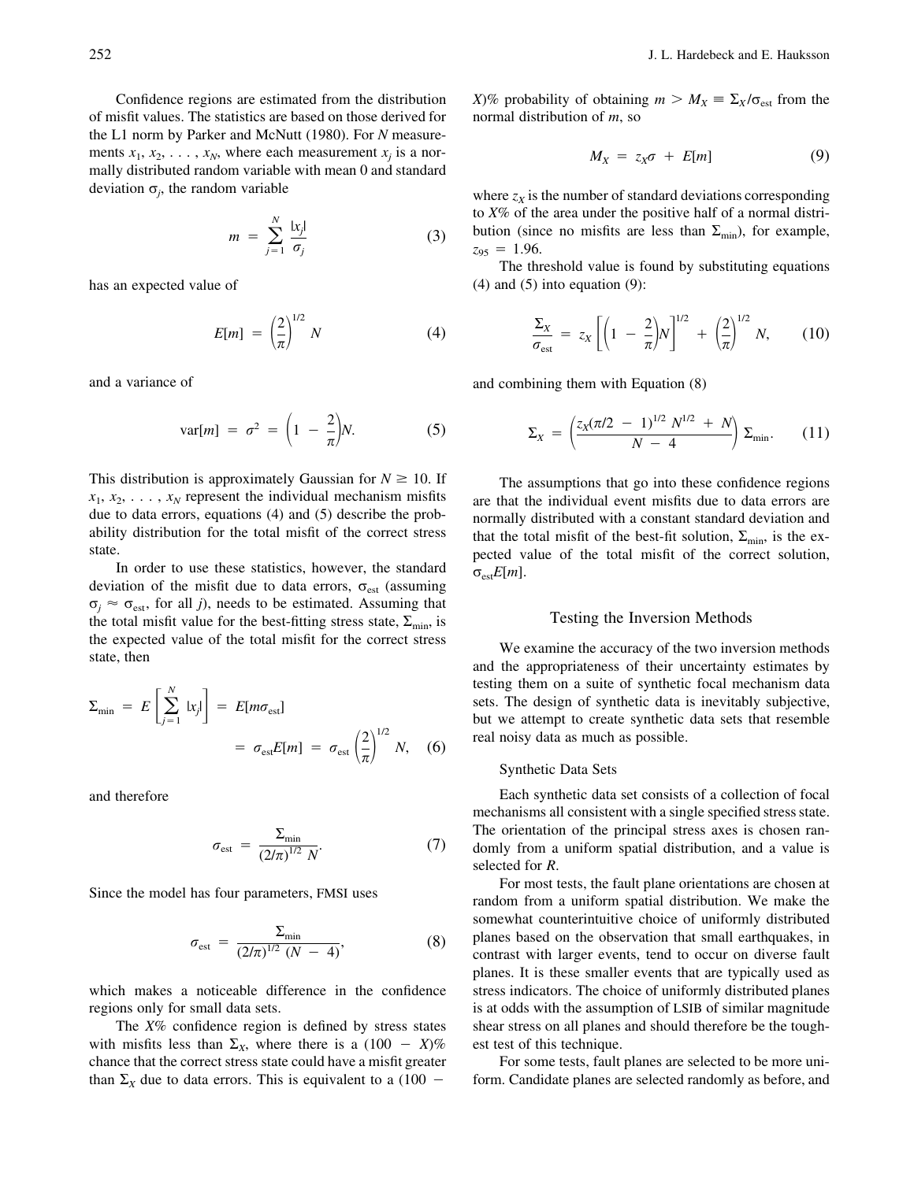Confidence regions are estimated from the distribution of misfit values. The statistics are based on those derived for the L1 norm by Parker and McNutt (1980). For $N$ measurements $x_1, x_2, \ldots, x_N$, where each measurement $x_j$ is a normally distributed random variable with mean 0 and standard deviation $\sigma_j$, the random variable

$$m = \sum_{j=1}^{N} \frac{|x_j|}{\sigma_j} \tag{3}$$

has an expected value of

$$E[m] = \left(\frac{2}{\pi}\right)^{1/2} N \tag{4}$$

and a variance of

$$\mathrm{var}[m] = \sigma^2 = \left(1 - \frac{2}{\pi}\right) N. \tag{5}$$

This distribution is approximately Gaussian for $N \geq 10$. If $x_1, x_2, \ldots, x_N$ represent the individual mechanism misfits due to data errors, equations (4) and (5) describe the probability distribution for the total misfit of the correct stress state.

In order to use these statistics, however, the standard deviation of the misfit due to data errors, $\sigma_{\mathrm{est}}$ (assuming $\sigma_j \approx \sigma_{\mathrm{est}}$, for all $j$), needs to be estimated. Assuming that the total misfit value for the best-fitting stress state, $\Sigma_{\min}$, is the expected value of the total misfit for the correct stress state, then

$$\Sigma_{\min} = E\left[\sum_{j=1}^{N} |x_j|\right] = E[m\sigma_{\mathrm{est}}] = \sigma_{\mathrm{est}} E[m] = \sigma_{\mathrm{est}} \left(\frac{2}{\pi}\right)^{1/2} N, \tag{6}$$

and therefore

$$\sigma_{\mathrm{est}} = \frac{\Sigma_{\min}}{(2/\pi)^{1/2}\, N}. \tag{7}$$

Since the model has four parameters, FMSI uses

$$\sigma_{\mathrm{est}} = \frac{\Sigma_{\min}}{(2/\pi)^{1/2}\, (N - 4)}, \tag{8}$$

which makes a noticeable difference in the confidence regions only for small data sets.

The $X$% confidence region is defined by stress states with misfits less than $\Sigma_X$, where there is a $(100 - X)$% chance that the correct stress state could have a misfit greater than $\Sigma_X$ due to data errors. This is equivalent to a $(100 - X)$% probability of obtaining $m > M_X \equiv \Sigma_X/\sigma_{\mathrm{est}}$ from the normal distribution of $m$, so

$$M_X = z_X \sigma + E[m] \tag{9}$$

where $z_X$ is the number of standard deviations corresponding to $X$% of the area under the positive half of a normal distribution (since no misfits are less than $\Sigma_{\min}$), for example, $z_{95} = 1.96$.

The threshold value is found by substituting equations (4) and (5) into equation (9):

$$\frac{\Sigma_X}{\sigma_{\mathrm{est}}} = z_X \left[\left(1 - \frac{2}{\pi}\right) N\right]^{1/2} + \left(\frac{2}{\pi}\right)^{1/2} N, \tag{10}$$

and combining them with Equation (8)

$$\Sigma_X = \left(\frac{z_X(\pi/2 - 1)^{1/2} N^{1/2} + N}{N - 4}\right) \Sigma_{\min}. \tag{11}$$

The assumptions that go into these confidence regions are that the individual event misfits due to data errors are normally distributed with a constant standard deviation and that the total misfit of the best-fit solution, $\Sigma_{\min}$, is the expected value of the total misfit of the correct solution, $\sigma_{\mathrm{est}} E[m]$.

## Testing the Inversion Methods

We examine the accuracy of the two inversion methods and the appropriateness of their uncertainty estimates by testing them on a suite of synthetic focal mechanism data sets. The design of synthetic data is inevitably subjective, but we attempt to create synthetic data sets that resemble real noisy data as much as possible.

### Synthetic Data Sets

Each synthetic data set consists of a collection of focal mechanisms all consistent with a single specified stress state. The orientation of the principal stress axes is chosen randomly from a uniform spatial distribution, and a value is selected for $R$.

For most tests, the fault plane orientations are chosen at random from a uniform spatial distribution. We make the somewhat counterintuitive choice of uniformly distributed planes based on the observation that small earthquakes, in contrast with larger events, tend to occur on diverse fault planes. It is these smaller events that are typically used as stress indicators. The choice of uniformly distributed planes is at odds with the assumption of LSIB of similar magnitude shear stress on all planes and should therefore be the toughest test of this technique.

For some tests, fault planes are selected to be more uniform. Candidate planes are selected randomly as before, and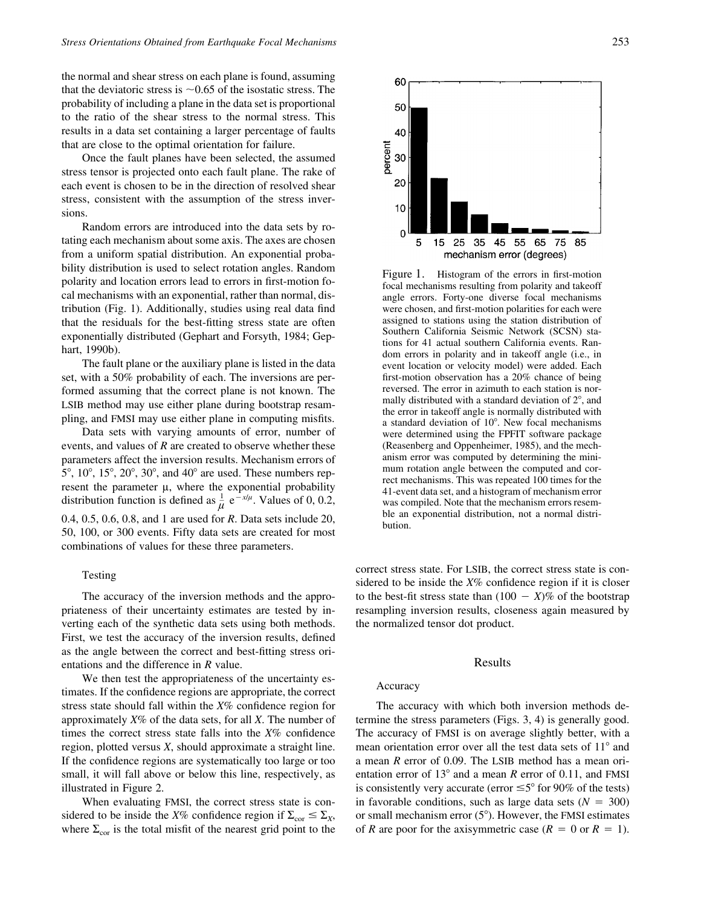the normal and shear stress on each plane is found, assuming that the deviatoric stress is ~0.65 of the isostatic stress. The probability of including a plane in the data set is proportional to the ratio of the shear stress to the normal stress. This results in a data set containing a larger percentage of faults that are close to the optimal orientation for failure.

Once the fault planes have been selected, the assumed stress tensor is projected onto each fault plane. The rake of each event is chosen to be in the direction of resolved shear stress, consistent with the assumption of the stress inversions.

Random errors are introduced into the data sets by rotating each mechanism about some axis. The axes are chosen from a uniform spatial distribution. An exponential probability distribution is used to select rotation angles. Random polarity and location errors lead to errors in first-motion focal mechanisms with an exponential, rather than normal, distribution (Fig. 1). Additionally, studies using real data find that the residuals for the best-fitting stress state are often exponentially distributed (Gephart and Forsyth, 1984; Gephart, 1990b).

The fault plane or the auxiliary plane is listed in the data set, with a 50% probability of each. The inversions are performed assuming that the correct plane is not known. The LSIB method may use either plane during bootstrap resampling, and FMSI may use either plane in computing misfits.

Data sets with varying amounts of error, number of events, and values of $R$ are created to observe whether these parameters affect the inversion results. Mechanism errors of 5°, 10°, 15°, 20°, 30°, and 40° are used. These numbers represent the parameter $\mu$, where the exponential probability distribution function is defined as $\frac{1}{\mu}\, e^{-x/\mu}$. Values of 0, 0.2, 0.4, 0.5, 0.6, 0.8, and 1 are used for $R$. Data sets include 20, 50, 100, or 300 events. Fifty data sets are created for most combinations of values for these three parameters.

Figure 1. Histogram of the errors in first-motion focal mechanisms resulting from polarity and takeoff angle errors. Forty-one diverse focal mechanisms were chosen, and first-motion polarities for each were assigned to stations using the station distribution of Southern California Seismic Network (SCSN) stations for 41 actual southern California events. Random errors in polarity and in takeoff angle (i.e., in event location or velocity model) were added. Each first-motion observation has a 20% chance of being reversed. The error in azimuth to each station is normally distributed with a standard deviation of 2°, and the error in takeoff angle is normally distributed with a standard deviation of 10°. New focal mechanisms were determined using the FPFIT software package (Reasenberg and Oppenheimer, 1985), and the mechanism error was computed by determining the minimum rotation angle between the computed and correct mechanisms. This was repeated 100 times for the 41-event data set, and a histogram of mechanism error was compiled. Note that the mechanism errors resemble an exponential distribution, not a normal distribution.

### Testing

The accuracy of the inversion methods and the appropriateness of their uncertainty estimates are tested by inverting each of the synthetic data sets using both methods. First, we test the accuracy of the inversion results, defined as the angle between the correct and best-fitting stress orientations and the difference in $R$ value.

We then test the appropriateness of the uncertainty estimates. If the confidence regions are appropriate, the correct stress state should fall within the $X$% confidence region for approximately $X$% of the data sets, for all $X$. The number of times the correct stress state falls into the $X$% confidence region, plotted versus $X$, should approximate a straight line. If the confidence regions are systematically too large or too small, it will fall above or below this line, respectively, as illustrated in Figure 2.

When evaluating FMSI, the correct stress state is considered to be inside the $X$% confidence region if $\Sigma_{cor} \leq \Sigma_X$, where $\Sigma_{cor}$ is the total misfit of the nearest grid point to the correct stress state. For LSIB, the correct stress state is considered to be inside the $X$% confidence region if it is closer to the best-fit stress state than $(100 - X)$% of the bootstrap resampling inversion results, closeness again measured by the normalized tensor dot product.

## Results

### Accuracy

The accuracy with which both inversion methods determine the stress parameters (Figs. 3, 4) is generally good. The accuracy of FMSI is on average slightly better, with a mean orientation error over all the test data sets of 11° and a mean $R$ error of 0.09. The LSIB method has a mean orientation error of 13° and a mean $R$ error of 0.11, and FMSI is consistently very accurate (error ≤5° for 90% of the tests) in favorable conditions, such as large data sets ($N = 300$) or small mechanism error (5°). However, the FMSI estimates of $R$ are poor for the axisymmetric case ($R = 0$ or $R = 1$).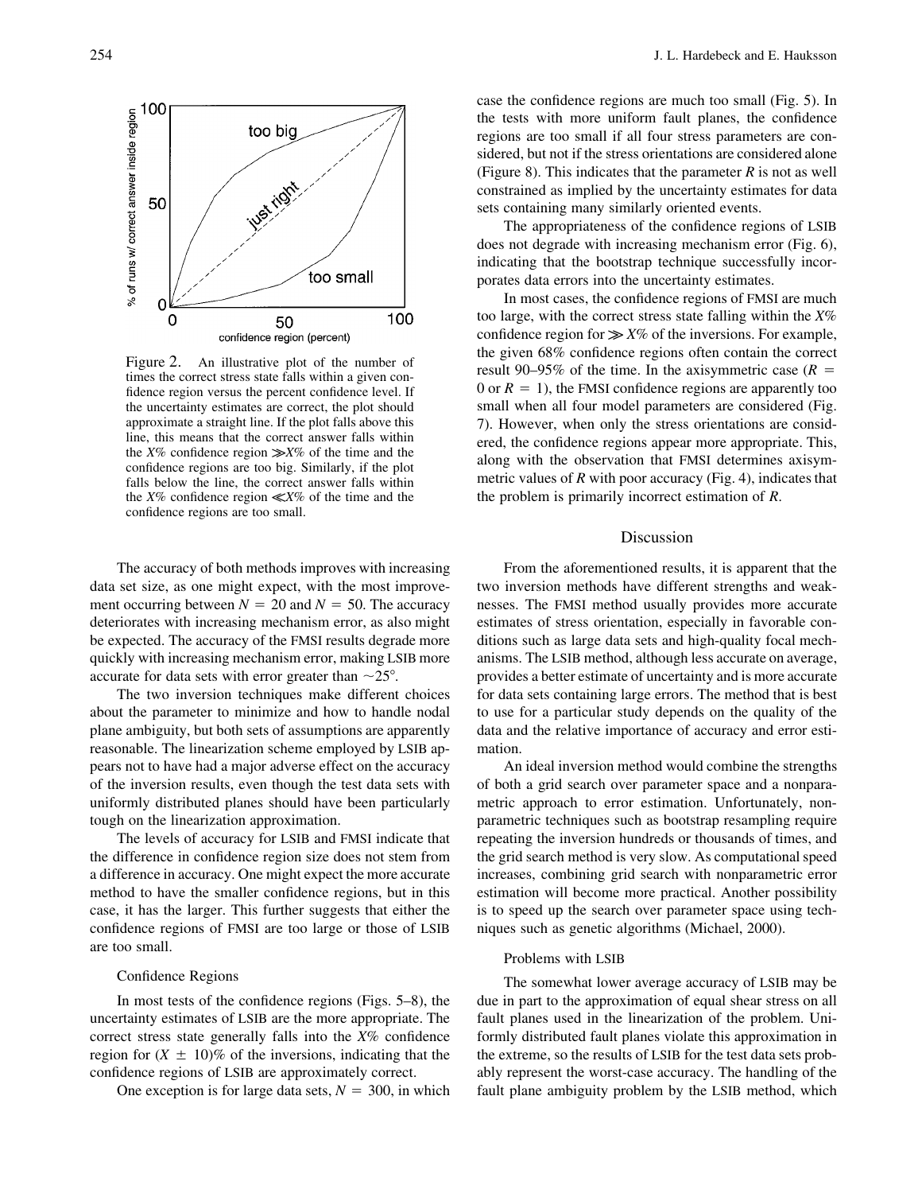Figure 2. An illustrative plot of the number of times the correct stress state falls within a given confidence region versus the percent confidence level. If the uncertainty estimates are correct, the plot should approximate a straight line. If the plot falls above this line, this means that the correct answer falls within the $X$% confidence region $\gg X$% of the time and the confidence regions are too big. Similarly, if the plot falls below the line, the correct answer falls within the $X$% confidence region $\ll X$% of the time and the confidence regions are too small.

The accuracy of both methods improves with increasing data set size, as one might expect, with the most improvement occurring between $N = 20$ and $N = 50$. The accuracy deteriorates with increasing mechanism error, as also might be expected. The accuracy of the FMSI results degrade more quickly with increasing mechanism error, making LSIB more accurate for data sets with error greater than ~25°.

The two inversion techniques make different choices about the parameter to minimize and how to handle nodal plane ambiguity, but both sets of assumptions are apparently reasonable. The linearization scheme employed by LSIB appears not to have had a major adverse effect on the accuracy of the inversion results, even though the test data sets with uniformly distributed planes should have been particularly tough on the linearization approximation.

The levels of accuracy for LSIB and FMSI indicate that the difference in confidence region size does not stem from a difference in accuracy. One might expect the more accurate method to have the smaller confidence regions, but in this case, it has the larger. This further suggests that either the confidence regions of FMSI are too large or those of LSIB are too small.

### Confidence Regions

In most tests of the confidence regions (Figs. 5–8), the uncertainty estimates of LSIB are the more appropriate. The correct stress state generally falls into the $X$% confidence region for $(X \pm 10)$% of the inversions, indicating that the confidence regions of LSIB are approximately correct.

One exception is for large data sets, $N = 300$, in which case the confidence regions are much too small (Fig. 5). In the tests with more uniform fault planes, the confidence regions are too small if all four stress parameters are considered, but not if the stress orientations are considered alone (Figure 8). This indicates that the parameter $R$ is not as well constrained as implied by the uncertainty estimates for data sets containing many similarly oriented events.

The appropriateness of the confidence regions of LSIB does not degrade with increasing mechanism error (Fig. 6), indicating that the bootstrap technique successfully incorporates data errors into the uncertainty estimates.

In most cases, the confidence regions of FMSI are much too large, with the correct stress state falling within the $X$% confidence region for $\gg X$% of the inversions. For example, the given 68% confidence regions often contain the correct result 90–95% of the time. In the axisymmetric case ($R = 0$ or $R = 1$), the FMSI confidence regions are apparently too small when all four model parameters are considered (Fig. 7). However, when only the stress orientations are considered, the confidence regions appear more appropriate. This, along with the observation that FMSI determines axisymmetric values of $R$ with poor accuracy (Fig. 4), indicates that the problem is primarily incorrect estimation of $R$.

## Discussion

From the aforementioned results, it is apparent that the two inversion methods have different strengths and weaknesses. The FMSI method usually provides more accurate estimates of stress orientation, especially in favorable conditions such as large data sets and high-quality focal mechanisms. The LSIB method, although less accurate on average, provides a better estimate of uncertainty and is more accurate for data sets containing large errors. The method that is best to use for a particular study depends on the quality of the data and the relative importance of accuracy and error estimation.

An ideal inversion method would combine the strengths of both a grid search over parameter space and a nonparametric approach to error estimation. Unfortunately, nonparametric techniques such as bootstrap resampling require repeating the inversion hundreds or thousands of times, and the grid search method is very slow. As computational speed increases, combining grid search with nonparametric error estimation will become more practical. Another possibility is to speed up the search over parameter space using techniques such as genetic algorithms (Michael, 2000).

### Problems with LSIB

The somewhat lower average accuracy of LSIB may be due in part to the approximation of equal shear stress on all fault planes used in the linearization of the problem. Uniformly distributed fault planes violate this approximation in the extreme, so the results of LSIB for the test data sets probably represent the worst-case accuracy. The handling of the fault plane ambiguity problem by the LSIB method, which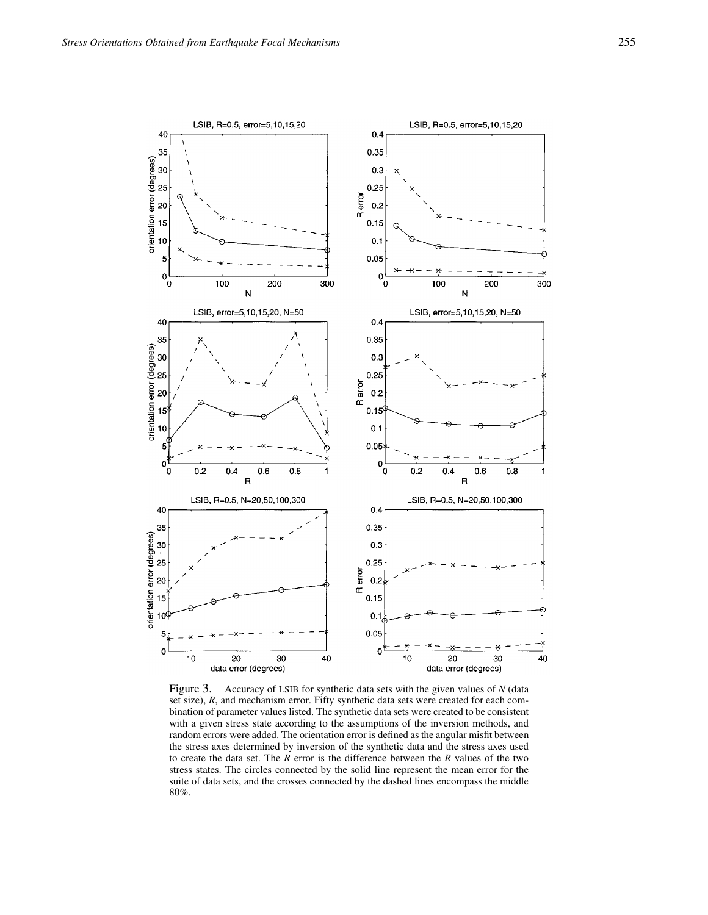Figure 3. Accuracy of LSIB for synthetic data sets with the given values of $N$ (data set size), $R$, and mechanism error. Fifty synthetic data sets were created for each combination of parameter values listed. The synthetic data sets were created to be consistent with a given stress state according to the assumptions of the inversion methods, and random errors were added. The orientation error is defined as the angular misfit between the stress axes determined by inversion of the synthetic data and the stress axes used to create the data set. The $R$ error is the difference between the $R$ values of the two stress states. The circles connected by the solid line represent the mean error for the suite of data sets, and the crosses connected by the dashed lines encompass the middle 80%.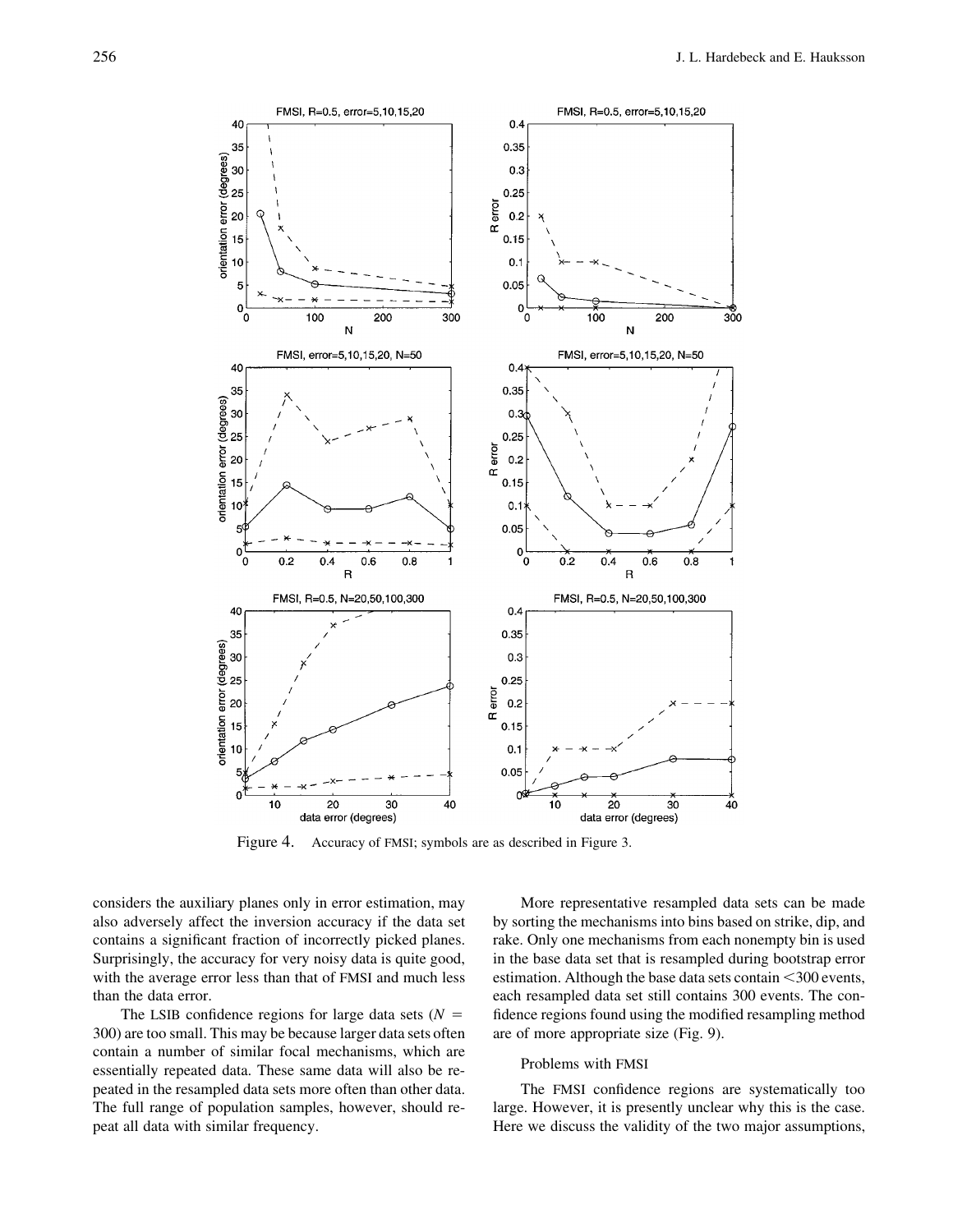Figure 4. Accuracy of FMSI; symbols are as described in Figure 3.

considers the auxiliary planes only in error estimation, may also adversely affect the inversion accuracy if the data set contains a significant fraction of incorrectly picked planes. Surprisingly, the accuracy for very noisy data is quite good, with the average error less than that of FMSI and much less than the data error.

The LSIB confidence regions for large data sets ($N$ = 300) are too small. This may be because larger data sets often contain a number of similar focal mechanisms, which are essentially repeated data. These same data will also be repeated in the resampled data sets more often than other data. The full range of population samples, however, should repeat all data with similar frequency.

More representative resampled data sets can be made by sorting the mechanisms into bins based on strike, dip, and rake. Only one mechanisms from each nonempty bin is used in the base data set that is resampled during bootstrap error estimation. Although the base data sets contain <300 events, each resampled data set still contains 300 events. The confidence regions found using the modified resampling method are of more appropriate size (Fig. 9).

### Problems with FMSI

The FMSI confidence regions are systematically too large. However, it is presently unclear why this is the case. Here we discuss the validity of the two major assumptions,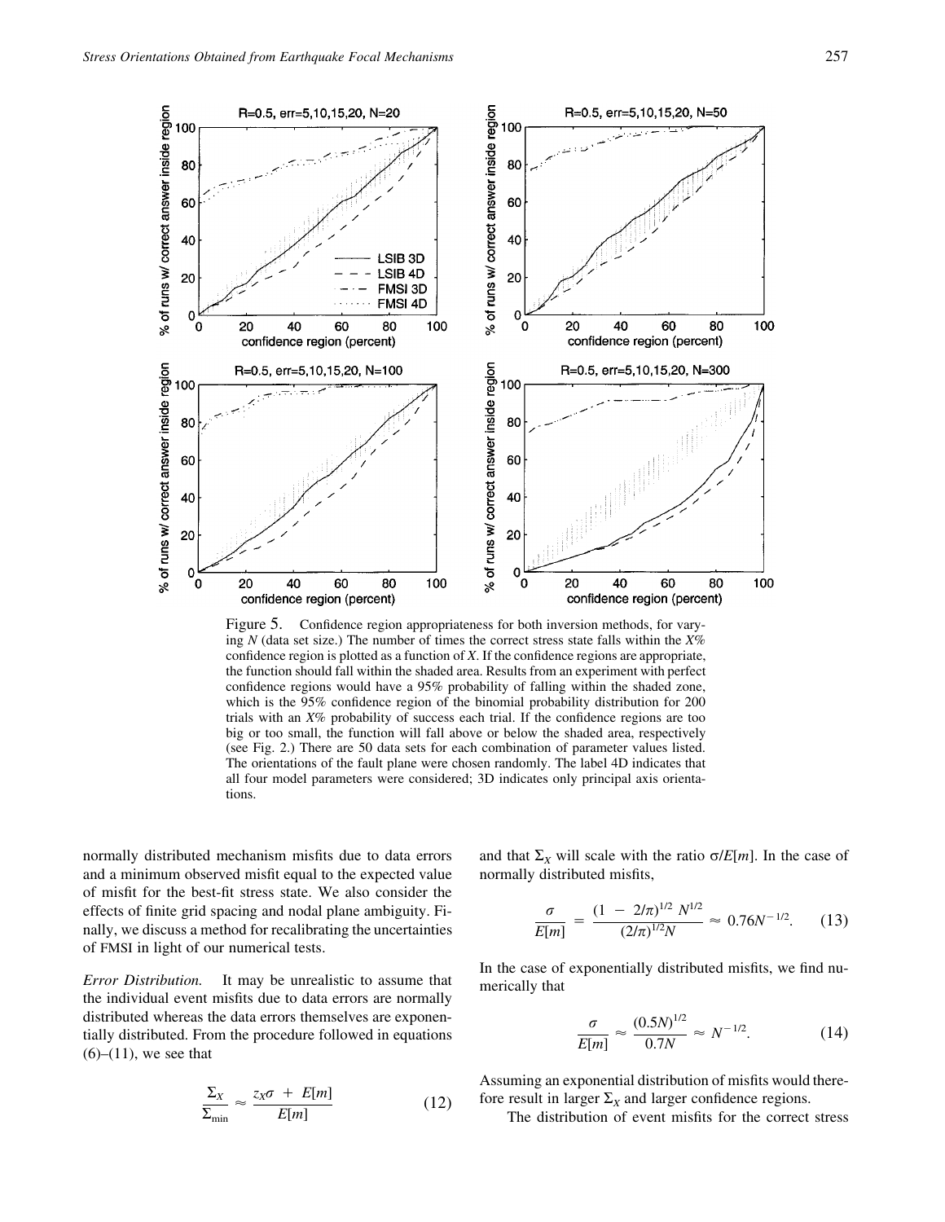Figure 5. Confidence region appropriateness for both inversion methods, for varying $N$ (data set size.) The number of times the correct stress state falls within the $X$% confidence region is plotted as a function of $X$. If the confidence regions are appropriate, the function should fall within the shaded area. Results from an experiment with perfect confidence regions would have a 95% probability of falling within the shaded zone, which is the 95% confidence region of the binomial probability distribution for 200 trials with an $X$% probability of success each trial. If the confidence regions are too big or too small, the function will fall above or below the shaded area, respectively (see Fig. 2.) There are 50 data sets for each combination of parameter values listed. The orientations of the fault plane were chosen randomly. The label 4D indicates that all four model parameters were considered; 3D indicates only principal axis orientations.

normally distributed mechanism misfits due to data errors and a minimum observed misfit equal to the expected value of misfit for the best-fit stress state. We also consider the effects of finite grid spacing and nodal plane ambiguity. Finally, we discuss a method for recalibrating the uncertainties of FMSI in light of our numerical tests.

*Error Distribution.* It may be unrealistic to assume that the individual event misfits due to data errors are normally distributed whereas the data errors themselves are exponentially distributed. From the procedure followed in equations (6)–(11), we see that

$$\frac{\Sigma_X}{\Sigma_{\min}} \approx \frac{z_X\sigma + E[m]}{E[m]} \tag{12}$$

and that $\Sigma_X$ will scale with the ratio $\sigma/E[m]$. In the case of normally distributed misfits,

$$\frac{\sigma}{E[m]} = \frac{(1 - 2/\pi)^{1/2}\, N^{1/2}}{(2/\pi)^{1/2} N} \approx 0.76 N^{-1/2}. \tag{13}$$

In the case of exponentially distributed misfits, we find numerically that

$$\frac{\sigma}{E[m]} \approx \frac{(0.5N)^{1/2}}{0.7N} \approx N^{-1/2}. \tag{14}$$

Assuming an exponential distribution of misfits would therefore result in larger $\Sigma_X$ and larger confidence regions.

The distribution of event misfits for the correct stress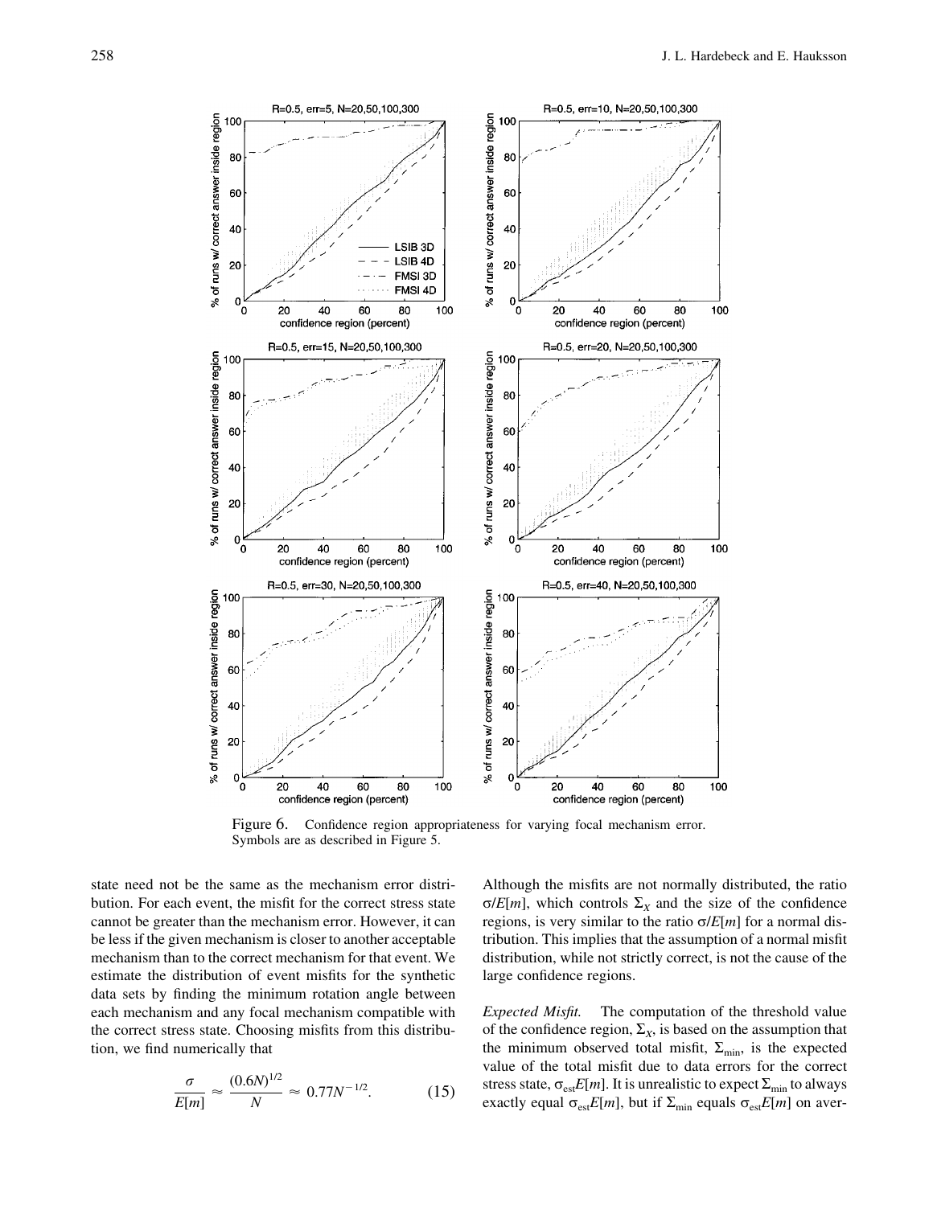Figure 6. Confidence region appropriateness for varying focal mechanism error. Symbols are as described in Figure 5.

state need not be the same as the mechanism error distribution. For each event, the misfit for the correct stress state cannot be greater than the mechanism error. However, it can be less if the given mechanism is closer to another acceptable mechanism than to the correct mechanism for that event. We estimate the distribution of event misfits for the synthetic data sets by finding the minimum rotation angle between each mechanism and any focal mechanism compatible with the correct stress state. Choosing misfits from this distribution, we find numerically that

$$\frac{\sigma}{E[m]} \approx \frac{(0.6N)^{1/2}}{N} \approx 0.77N^{-1/2}. \tag{15}$$

Although the misfits are not normally distributed, the ratio $\sigma/E[m]$, which controls $\Sigma_X$ and the size of the confidence regions, is very similar to the ratio $\sigma/E[m]$ for a normal distribution. This implies that the assumption of a normal misfit distribution, while not strictly correct, is not the cause of the large confidence regions.

*Expected Misfit.* The computation of the threshold value of the confidence region, $\Sigma_X$, is based on the assumption that the minimum observed total misfit, $\Sigma_{\min}$, is the expected value of the total misfit due to data errors for the correct stress state, $\sigma_{\text{est}}E[m]$. It is unrealistic to expect $\Sigma_{\min}$ to always exactly equal $\sigma_{\text{est}}E[m]$, but if $\Sigma_{\min}$ equals $\sigma_{\text{est}}E[m]$ on aver-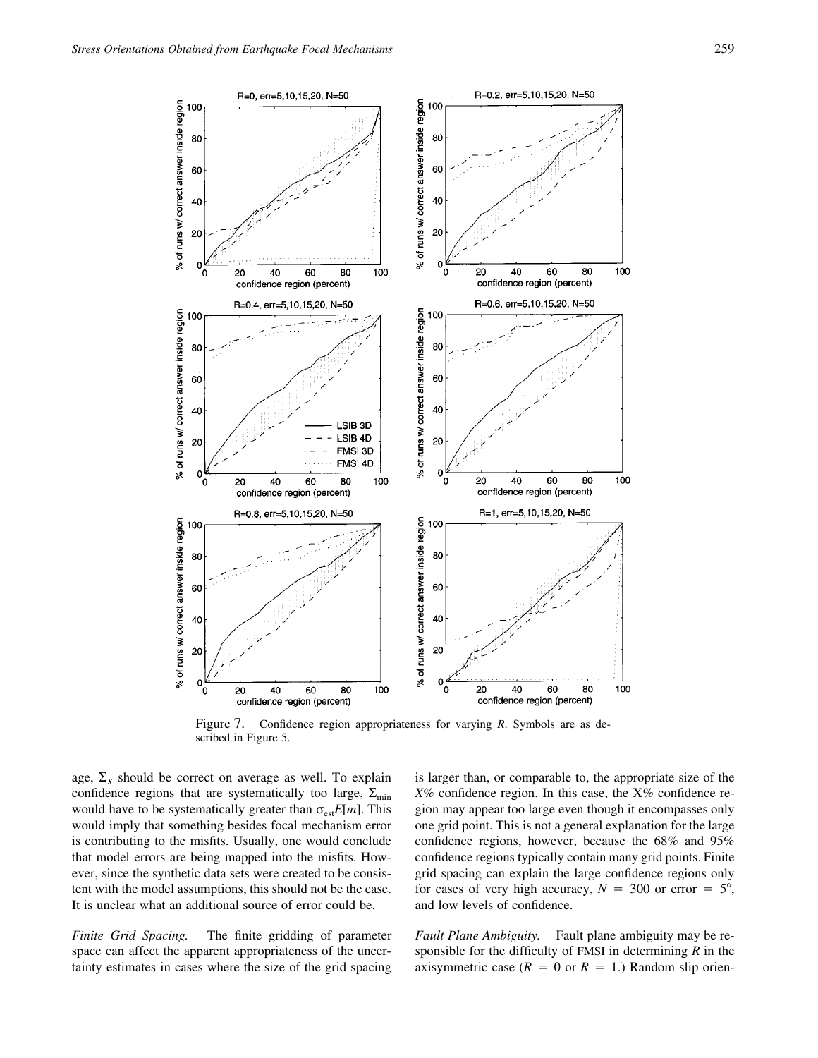Figure 7. Confidence region appropriateness for varying $R$. Symbols are as described in Figure 5.

age, $\Sigma_X$ should be correct on average as well. To explain confidence regions that are systematically too large, $\Sigma_{\min}$ would have to be systematically greater than $\sigma_{\mathrm{est}}E[m]$. This would imply that something besides focal mechanism error is contributing to the misfits. Usually, one would conclude that model errors are being mapped into the misfits. However, since the synthetic data sets were created to be consistent with the model assumptions, this should not be the case. It is unclear what an additional source of error could be.

*Finite Grid Spacing.* The finite gridding of parameter space can affect the apparent appropriateness of the uncertainty estimates in cases where the size of the grid spacing is larger than, or comparable to, the appropriate size of the $X$% confidence region. In this case, the X% confidence region may appear too large even though it encompasses only one grid point. This is not a general explanation for the large confidence regions, however, because the 68% and 95% confidence regions typically contain many grid points. Finite grid spacing can explain the large confidence regions only for cases of very high accuracy, $N = 300$ or error $= 5°$, and low levels of confidence.

*Fault Plane Ambiguity.* Fault plane ambiguity may be responsible for the difficulty of FMSI in determining $R$ in the axisymmetric case ($R = 0$ or $R = 1$.) Random slip orien-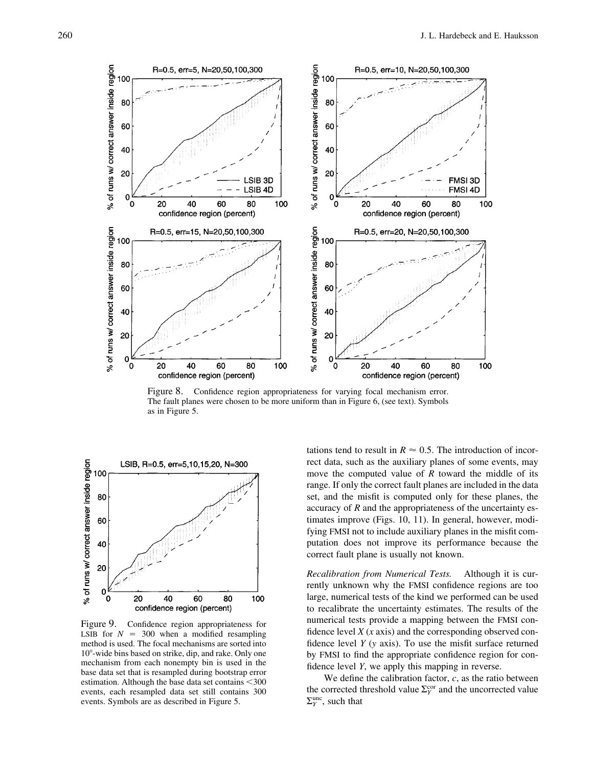Figure 8. Confidence region appropriateness for varying focal mechanism error. The fault planes were chosen to be more uniform than in Figure 6, (see text). Symbols as in Figure 5.

Figure 9. Confidence region appropriateness for LSIB for $N = 300$ when a modified resampling method is used. The focal mechanisms are sorted into 10°-wide bins based on strike, dip, and rake. Only one mechanism from each nonempty bin is used in the base data set that is resampled during bootstrap error estimation. Although the base data set contains <300 events, each resampled data set still contains 300 events. Symbols are as described in Figure 5.

tations tend to result in $R \approx 0.5$. The introduction of incorrect data, such as the auxiliary planes of some events, may move the computed value of $R$ toward the middle of its range. If only the correct fault planes are included in the data set, and the misfit is computed only for these planes, the accuracy of $R$ and the appropriateness of the uncertainty estimates improve (Figs. 10, 11). In general, however, modifying FMSI not to include auxiliary planes in the misfit computation does not improve its performance because the correct fault plane is usually not known.

*Recalibration from Numerical Tests.* Although it is currently unknown why the FMSI confidence regions are too large, numerical tests of the kind we performed can be used to recalibrate the uncertainty estimates. The results of the numerical tests provide a mapping between the FMSI confidence level $X$ ($x$ axis) and the corresponding observed confidence level $Y$ ($y$ axis). To use the misfit surface returned by FMSI to find the appropriate confidence region for confidence level $Y$, we apply this mapping in reverse.

We define the calibration factor, $c$, as the ratio between the corrected threshold value $\Sigma_Y^{\text{cor}}$ and the uncorrected value $\Sigma_Y^{\text{unc}}$, such that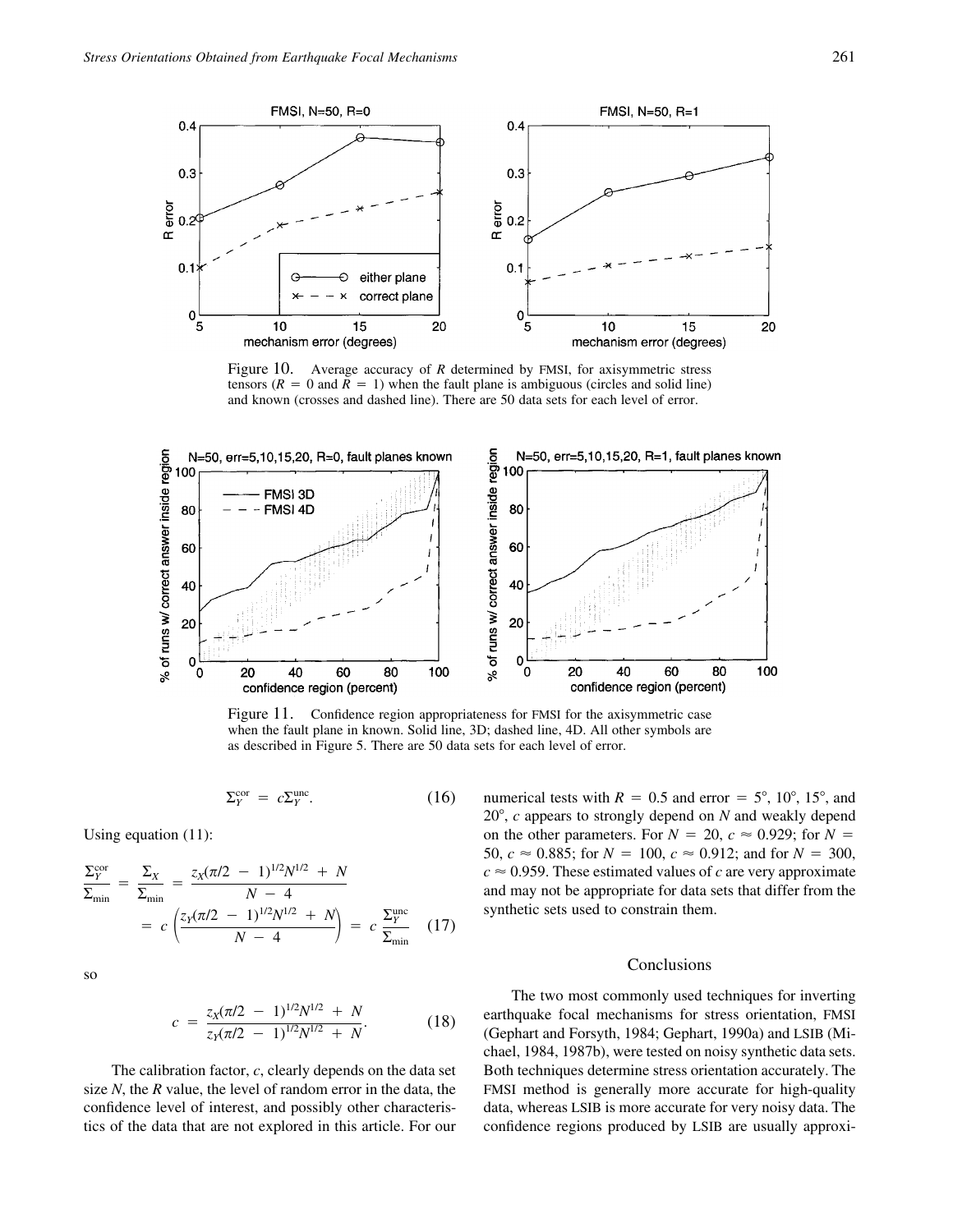Figure 10. Average accuracy of $R$ determined by FMSI, for axisymmetric stress tensors ($R = 0$ and $R = 1$) when the fault plane is ambiguous (circles and solid line) and known (crosses and dashed line). There are 50 data sets for each level of error.

Figure 11. Confidence region appropriateness for FMSI for the axisymmetric case when the fault plane in known. Solid line, 3D; dashed line, 4D. All other symbols are as described in Figure 5. There are 50 data sets for each level of error.

$$\Sigma_Y^{\text{cor}} = c\Sigma_Y^{\text{unc}}. \tag{16}$$

Using equation (11):

$$\frac{\Sigma_Y^{\text{cor}}}{\Sigma_{\min}} = \frac{\Sigma_X}{\Sigma_{\min}} = \frac{z_X(\pi/2 - 1)^{1/2}N^{1/2} + N}{N - 4} = c\left(\frac{z_Y(\pi/2 - 1)^{1/2}N^{1/2} + N}{N - 4}\right) = c\,\frac{\Sigma_Y^{\text{unc}}}{\Sigma_{\min}} \tag{17}$$

so

$$c = \frac{z_X(\pi/2 - 1)^{1/2}N^{1/2} + N}{z_Y(\pi/2 - 1)^{1/2}N^{1/2} + N}. \tag{18}$$

The calibration factor, $c$, clearly depends on the data set size $N$, the $R$ value, the level of random error in the data, the confidence level of interest, and possibly other characteristics of the data that are not explored in this article. For our numerical tests with $R = 0.5$ and error = 5°, 10°, 15°, and 20°, $c$ appears to strongly depend on $N$ and weakly depend on the other parameters. For $N = 20$, $c \approx 0.929$; for $N = 50$, $c \approx 0.885$; for $N = 100$, $c \approx 0.912$; and for $N = 300$, $c \approx 0.959$. These estimated values of $c$ are very approximate and may not be appropriate for data sets that differ from the synthetic sets used to constrain them.

## Conclusions

The two most commonly used techniques for inverting earthquake focal mechanisms for stress orientation, FMSI (Gephart and Forsyth, 1984; Gephart, 1990a) and LSIB (Michael, 1984, 1987b), were tested on noisy synthetic data sets. Both techniques determine stress orientation accurately. The FMSI method is generally more accurate for high-quality data, whereas LSIB is more accurate for very noisy data. The confidence regions produced by LSIB are usually approxi-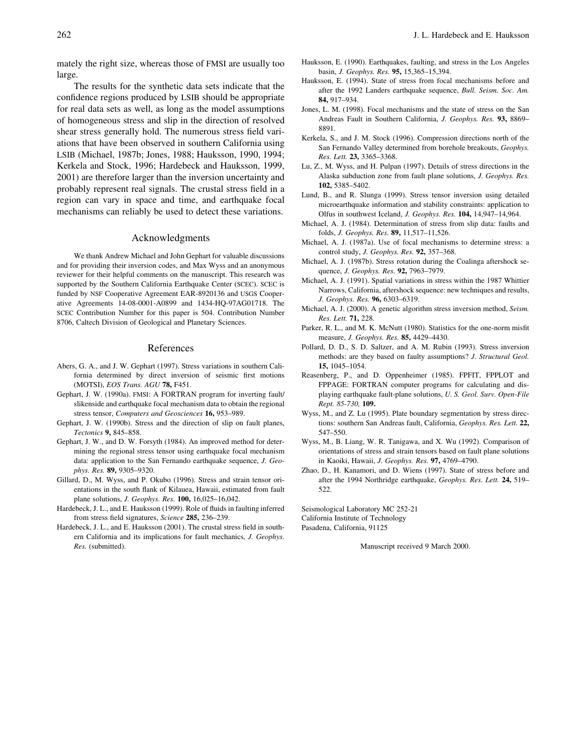mately the right size, whereas those of FMSI are usually too large.

The results for the synthetic data sets indicate that the confidence regions produced by LSIB should be appropriate for real data sets as well, as long as the model assumptions of homogeneous stress and slip in the direction of resolved shear stress generally hold. The numerous stress field variations that have been observed in southern California using LSIB (Michael, 1987b; Jones, 1988; Hauksson, 1990, 1994; Kerkela and Stock, 1996; Hardebeck and Hauksson, 1999, 2001) are therefore larger than the inversion uncertainty and probably represent real signals. The crustal stress field in a region can vary in space and time, and earthquake focal mechanisms can reliably be used to detect these variations.

## Acknowledgments

We thank Andrew Michael and John Gephart for valuable discussions and for providing their inversion codes, and Max Wyss and an anonymous reviewer for their helpful comments on the manuscript. This research was supported by the Southern California Earthquake Center (SCEC). SCEC is funded by NSF Cooperative Agreement EAR-8920136 and USGS Cooperative Agreements 14-08-0001-A0899 and 1434-HQ-97AG01718. The SCEC Contribution Number for this paper is 504. Contribution Number 8706, Caltech Division of Geological and Planetary Sciences.

## References

Abers, G. A., and J. W. Gephart (1997). Stress variations in southern California determined by direct inversion of seismic first motions (MOTSI), *EOS Trans. AGU* **78,** F451.

Gephart, J. W. (1990a). FMSI: A FORTRAN program for inverting fault/slikenside and earthquake focal mechanism data to obtain the regional stress tensor, *Computers and Geosciences* **16,** 953–989.

Gephart, J. W. (1990b). Stress and the direction of slip on fault planes, *Tectonics* **9,** 845–858.

Gephart, J. W., and D. W. Forsyth (1984). An improved method for determining the regional stress tensor using earthquake focal mechanism data: application to the San Fernando earthquake sequence, *J. Geophys. Res.* **89,** 9305–9320.

Gillard, D., M. Wyss, and P. Okubo (1996). Stress and strain tensor orientations in the south flank of Kilauea, Hawaii, estimated from fault plane solutions, *J. Geophys. Res.* **100,** 16,025–16,042.

Hardebeck, J. L., and E. Hauksson (1999). Role of fluids in faulting inferred from stress field signatures, *Science* **285,** 236–239.

Hardebeck, J. L., and E. Hauksson (2001). The crustal stress field in southern California and its implications for fault mechanics, *J. Geophys. Res.* (submitted).

Hauksson, E. (1990). Earthquakes, faulting, and stress in the Los Angeles basin, *J. Geophys. Res.* **95,** 15,365–15,394.

Hauksson, E. (1994). State of stress from focal mechanisms before and after the 1992 Landers earthquake sequence, *Bull. Seism. Soc. Am.* **84,** 917–934.

Jones, L. M. (1998). Focal mechanisms and the state of stress on the San Andreas Fault in Southern California, *J. Geophys. Res.* **93,** 8869–8891.

Kerkela, S., and J. M. Stock (1996). Compression directions north of the San Fernando Valley determined from borehole breakouts, *Geophys. Res. Lett.* **23,** 3365–3368.

Lu, Z., M. Wyss, and H. Pulpan (1997). Details of stress directions in the Alaska subduction zone from fault plane solutions, *J. Geophys. Res.* **102,** 5385–5402.

Lund, B., and R. Slunga (1999). Stress tensor inversion using detailed microearthquake information and stability constraints: application to Olfus in southwest Iceland, *J. Geophys. Res.* **104,** 14,947–14,964.

Michael, A. J. (1984). Determination of stress from slip data: faults and folds, *J. Geophys. Res.* **89,** 11,517–11,526.

Michael, A. J. (1987a). Use of focal mechanisms to determine stress: a control study, *J. Geophys. Res.* **92,** 357–368.

Michael, A. J. (1987b). Stress rotation during the Coalinga aftershock sequence, *J. Geophys. Res.* **92,** 7963–7979.

Michael, A. J. (1991). Spatial variations in stress within the 1987 Whittier Narrows, California, aftershock sequence: new techniques and results, *J. Geophys. Res.* **96,** 6303–6319.

Michael, A. J. (2000). A genetic algorithm stress inversion method, *Seism. Res. Lett.* **71,** 228.

Parker, R. L., and M. K. McNutt (1980). Statistics for the one-norm misfit measure, *J. Geophys. Res.* **85,** 4429–4430.

Pollard, D. D., S. D. Saltzer, and A. M. Rubin (1993). Stress inversion methods: are they based on faulty assumptions? *J. Structural Geol.* **15,** 1045–1054.

Reasenberg, P., and D. Oppenheimer (1985). FPFIT, FPPLOT and FPPAGE: FORTRAN computer programs for calculating and displaying earthquake fault-plane solutions, *U. S. Geol. Surv. Open-File Rept. 85-730,* **109.**

Wyss, M., and Z. Lu (1995). Plate boundary segmentation by stress directions: southern San Andreas fault, California, *Geophys. Res. Lett.* **22,** 547–550.

Wyss, M., B. Liang, W. R. Tanigawa, and X. Wu (1992). Comparison of orientations of stress and strain tensors based on fault plane solutions in Kaoiki, Hawaii, *J. Geophys. Res.* **97,** 4769–4790.

Zhao, D., H. Kanamori, and D. Wiens (1997). State of stress before and after the 1994 Northridge earthquake, *Geophys. Res. Lett.* **24,** 519–522.

Seismological Laboratory MC 252-21
California Institute of Technology
Pasadena, California, 91125

Manuscript received 9 March 2000.